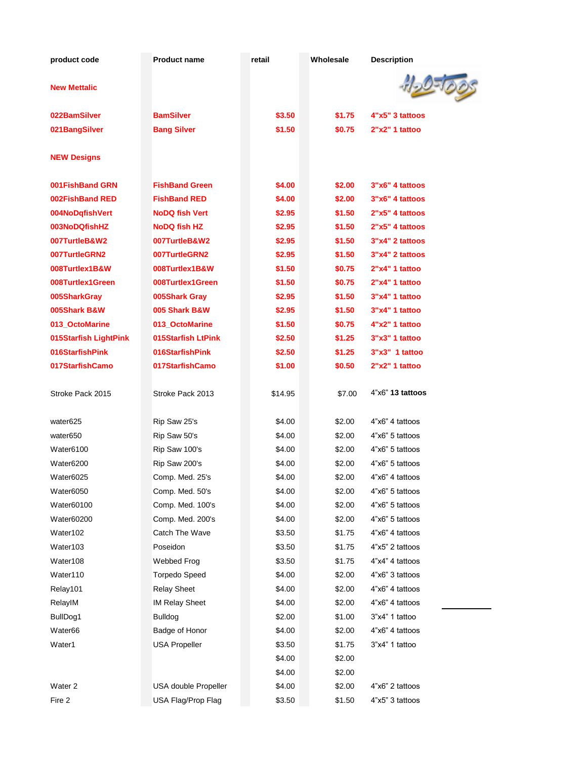| product code | Product name | retail | Wholesale | Description |
|---|---|---|---|---|
| **New Mettalic** | | | | |
| **022BamSilver** | **BamSilver** | **$3.50** | **$1.75** | **4"x5" 3 tattoos** |
| **021BangSilver** | **Bang Silver** | **$1.50** | **$0.75** | **2"x2" 1 tattoo** |
| **NEW Designs** | | | | |
| **001FishBand GRN** | **FishBand Green** | **$4.00** | **$2.00** | **3"x6" 4 tattoos** |
| **002FishBand RED** | **FishBand RED** | **$4.00** | **$2.00** | **3"x6" 4 tattoos** |
| **004NoDqfishVert** | **NoDQ fish Vert** | **$2.95** | **$1.50** | **2"x5" 4 tattoos** |
| **003NoDQfishHZ** | **NoDQ fish HZ** | **$2.95** | **$1.50** | **2"x5" 4 tattoos** |
| **007TurtleB&W2** | **007TurtleB&W2** | **$2.95** | **$1.50** | **3"x4" 2 tattoos** |
| **007TurtleGRN2** | **007TurtleGRN2** | **$2.95** | **$1.50** | **3"x4" 2 tattoos** |
| **008Turtlex1B&W** | **008Turtlex1B&W** | **$1.50** | **$0.75** | **2"x4" 1 tattoo** |
| **008Turtlex1Green** | **008Turtlex1Green** | **$1.50** | **$0.75** | **2"x4" 1 tattoo** |
| **005SharkGray** | **005Shark Gray** | **$2.95** | **$1.50** | **3"x4" 1 tattoo** |
| **005Shark B&W** | **005 Shark B&W** | **$2.95** | **$1.50** | **3"x4" 1 tattoo** |
| **013_OctoMarine** | **013_OctoMarine** | **$1.50** | **$0.75** | **4"x2" 1 tattoo** |
| **015Starfish LightPink** | **015Starfish LtPink** | **$2.50** | **$1.25** | **3"x3" 1 tattoo** |
| **016StarfishPink** | **016StarfishPink** | **$2.50** | **$1.25** | **3"x3" 1 tattoo** |
| **017StarfishCamo** | **017StarfishCamo** | **$1.00** | **$0.50** | **2"x2" 1 tattoo** |
| Stroke Pack 2015 | Stroke Pack 2013 | $14.95 | $7.00 | 4"x6" **13 tattoos** |
| water625 | Rip Saw 25's | $4.00 | $2.00 | 4"x6" 4 tattoos |
| water650 | Rip Saw 50's | $4.00 | $2.00 | 4"x6" 5 tattoos |
| Water6100 | Rip Saw 100's | $4.00 | $2.00 | 4"x6" 5 tattoos |
| Water6200 | Rip Saw 200's | $4.00 | $2.00 | 4"x6" 5 tattoos |
| Water6025 | Comp. Med. 25's | $4.00 | $2.00 | 4"x6" 4 tattoos |
| Water6050 | Comp. Med. 50's | $4.00 | $2.00 | 4"x6" 5 tattoos |
| Water60100 | Comp. Med. 100's | $4.00 | $2.00 | 4"x6" 5 tattoos |
| Water60200 | Comp. Med. 200's | $4.00 | $2.00 | 4"x6" 5 tattoos |
| Water102 | Catch The Wave | $3.50 | $1.75 | 4"x6" 4 tattoos |
| Water103 | Poseidon | $3.50 | $1.75 | 4"x5" 2 tattoos |
| Water108 | Webbed Frog | $3.50 | $1.75 | 4"x4" 4 tattoos |
| Water110 | Torpedo Speed | $4.00 | $2.00 | 4"x6" 3 tattoos |
| Relay101 | Relay Sheet | $4.00 | $2.00 | 4"x6" 4 tattoos |
| RelayIM | IM Relay Sheet | $4.00 | $2.00 | 4"x6" 4 tattoos |
| BullDog1 | Bulldog | $2.00 | $1.00 | 3"x4" 1 tattoo |
| Water66 | Badge of Honor | $4.00 | $2.00 | 4"x6" 4 tattoos |
| Water1 | USA Propeller | $3.50 | $1.75 | 3"x4" 1 tattoo |
| | | $4.00 | $2.00 | |
| | | $4.00 | $2.00 | |
| Water 2 | USA double Propeller | $4.00 | $2.00 | 4"x6" 2 tattoos |
| Fire 2 | USA Flag/Prop Flag | $3.50 | $1.50 | 4"x5" 3 tattoos |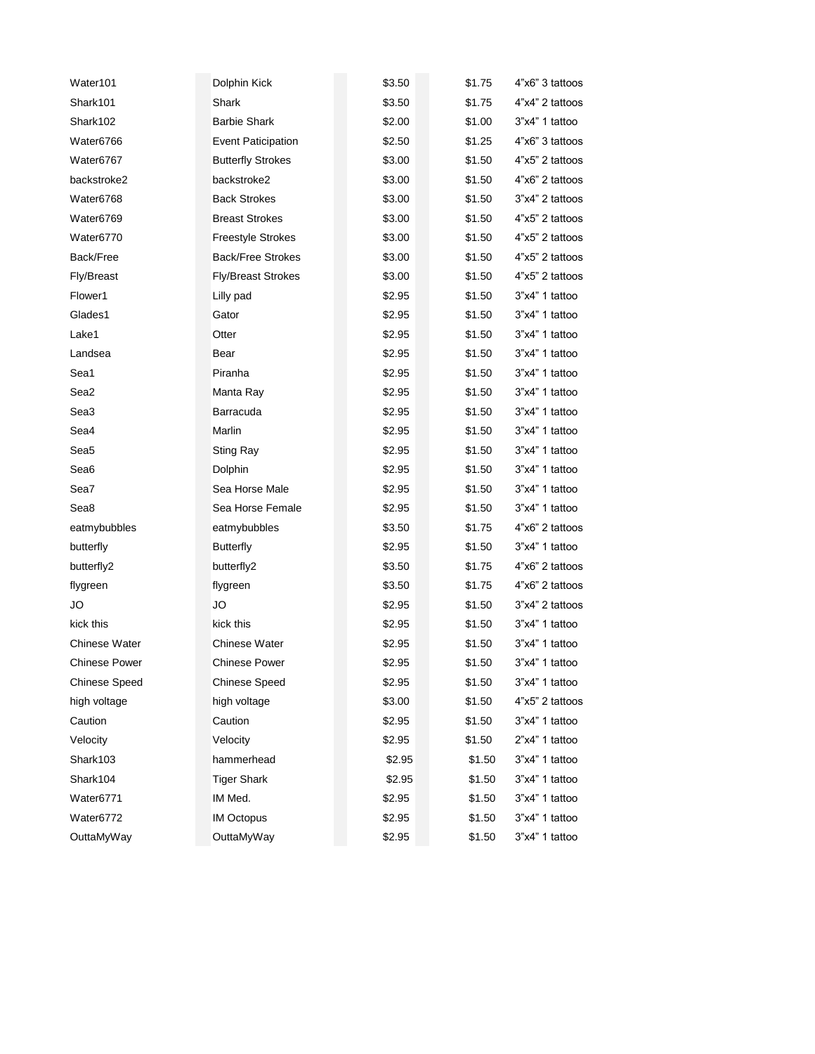| | | | | |
|---|---|---|---|---|
| Water101 | Dolphin Kick | $3.50 | $1.75 | 4"x6" 3 tattoos |
| Shark101 | Shark | $3.50 | $1.75 | 4"x4" 2 tattoos |
| Shark102 | Barbie Shark | $2.00 | $1.00 | 3"x4" 1 tattoo |
| Water6766 | Event Paticipation | $2.50 | $1.25 | 4"x6" 3 tattoos |
| Water6767 | Butterfly Strokes | $3.00 | $1.50 | 4"x5" 2 tattoos |
| backstroke2 | backstroke2 | $3.00 | $1.50 | 4"x6" 2 tattoos |
| Water6768 | Back Strokes | $3.00 | $1.50 | 3"x4" 2 tattoos |
| Water6769 | Breast Strokes | $3.00 | $1.50 | 4"x5" 2 tattoos |
| Water6770 | Freestyle Strokes | $3.00 | $1.50 | 4"x5" 2 tattoos |
| Back/Free | Back/Free Strokes | $3.00 | $1.50 | 4"x5" 2 tattoos |
| Fly/Breast | Fly/Breast Strokes | $3.00 | $1.50 | 4"x5" 2 tattoos |
| Flower1 | Lilly pad | $2.95 | $1.50 | 3"x4" 1 tattoo |
| Glades1 | Gator | $2.95 | $1.50 | 3"x4" 1 tattoo |
| Lake1 | Otter | $2.95 | $1.50 | 3"x4" 1 tattoo |
| Landsea | Bear | $2.95 | $1.50 | 3"x4" 1 tattoo |
| Sea1 | Piranha | $2.95 | $1.50 | 3"x4" 1 tattoo |
| Sea2 | Manta Ray | $2.95 | $1.50 | 3"x4" 1 tattoo |
| Sea3 | Barracuda | $2.95 | $1.50 | 3"x4" 1 tattoo |
| Sea4 | Marlin | $2.95 | $1.50 | 3"x4" 1 tattoo |
| Sea5 | Sting Ray | $2.95 | $1.50 | 3"x4" 1 tattoo |
| Sea6 | Dolphin | $2.95 | $1.50 | 3"x4" 1 tattoo |
| Sea7 | Sea Horse Male | $2.95 | $1.50 | 3"x4" 1 tattoo |
| Sea8 | Sea Horse Female | $2.95 | $1.50 | 3"x4" 1 tattoo |
| eatmybubbles | eatmybubbles | $3.50 | $1.75 | 4"x6" 2 tattoos |
| butterfly | Butterfly | $2.95 | $1.50 | 3"x4" 1 tattoo |
| butterfly2 | butterfly2 | $3.50 | $1.75 | 4"x6" 2 tattoos |
| flygreen | flygreen | $3.50 | $1.75 | 4"x6" 2 tattoos |
| JO | JO | $2.95 | $1.50 | 3"x4" 2 tattoos |
| kick this | kick this | $2.95 | $1.50 | 3"x4" 1 tattoo |
| Chinese Water | Chinese Water | $2.95 | $1.50 | 3"x4" 1 tattoo |
| Chinese Power | Chinese Power | $2.95 | $1.50 | 3"x4" 1 tattoo |
| Chinese Speed | Chinese Speed | $2.95 | $1.50 | 3"x4" 1 tattoo |
| high voltage | high voltage | $3.00 | $1.50 | 4"x5" 2 tattoos |
| Caution | Caution | $2.95 | $1.50 | 3"x4" 1 tattoo |
| Velocity | Velocity | $2.95 | $1.50 | 2"x4" 1 tattoo |
| Shark103 | hammerhead | $2.95 | $1.50 | 3"x4" 1 tattoo |
| Shark104 | Tiger Shark | $2.95 | $1.50 | 3"x4" 1 tattoo |
| Water6771 | IM Med. | $2.95 | $1.50 | 3"x4" 1 tattoo |
| Water6772 | IM Octopus | $2.95 | $1.50 | 3"x4" 1 tattoo |
| OuttaMyWay | OuttaMyWay | $2.95 | $1.50 | 3"x4" 1 tattoo |